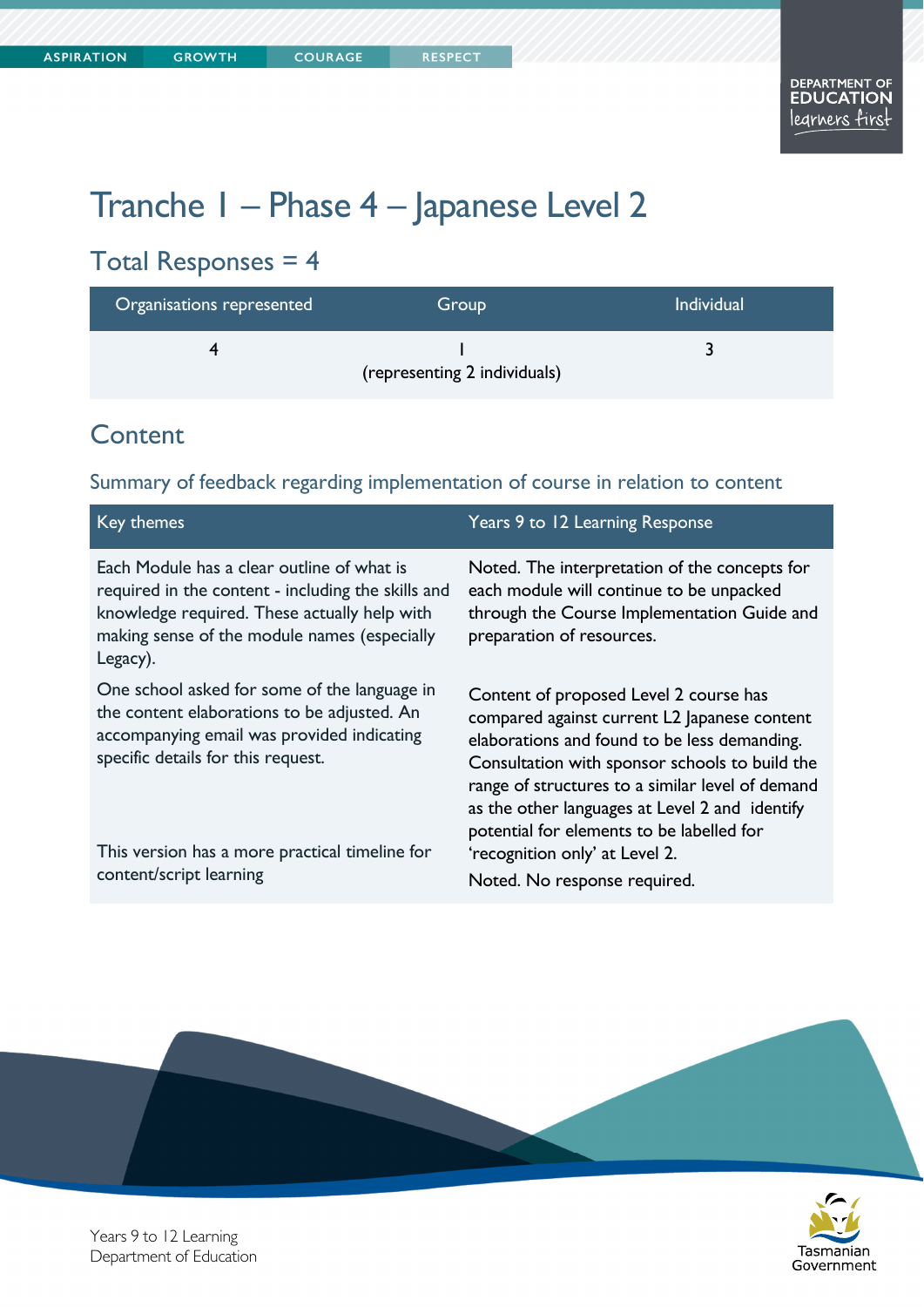# Tranche 1 – Phase 4 – Japanese Level 2

## Total Responses = 4

| Organisations represented | Group | Individual |
|---|---|---|
| 4 | 1 (representing 2 individuals) | 3 |

## Content

### Summary of feedback regarding implementation of course in relation to content

| Key themes | Years 9 to 12 Learning Response |
|---|---|
| Each Module has a clear outline of what is required in the content - including the skills and knowledge required. These actually help with making sense of the module names (especially Legacy). | Noted. The interpretation of the concepts for each module will continue to be unpacked through the Course Implementation Guide and preparation of resources. |
| One school asked for some of the language in the content elaborations to be adjusted. An accompanying email was provided indicating specific details for this request. | Content of proposed Level 2 course has compared against current L2 Japanese content elaborations and found to be less demanding. Consultation with sponsor schools to build the range of structures to a similar level of demand as the other languages at Level 2 and identify potential for elements to be labelled for 'recognition only' at Level 2. |
| This version has a more practical timeline for content/script learning | Noted. No response required. |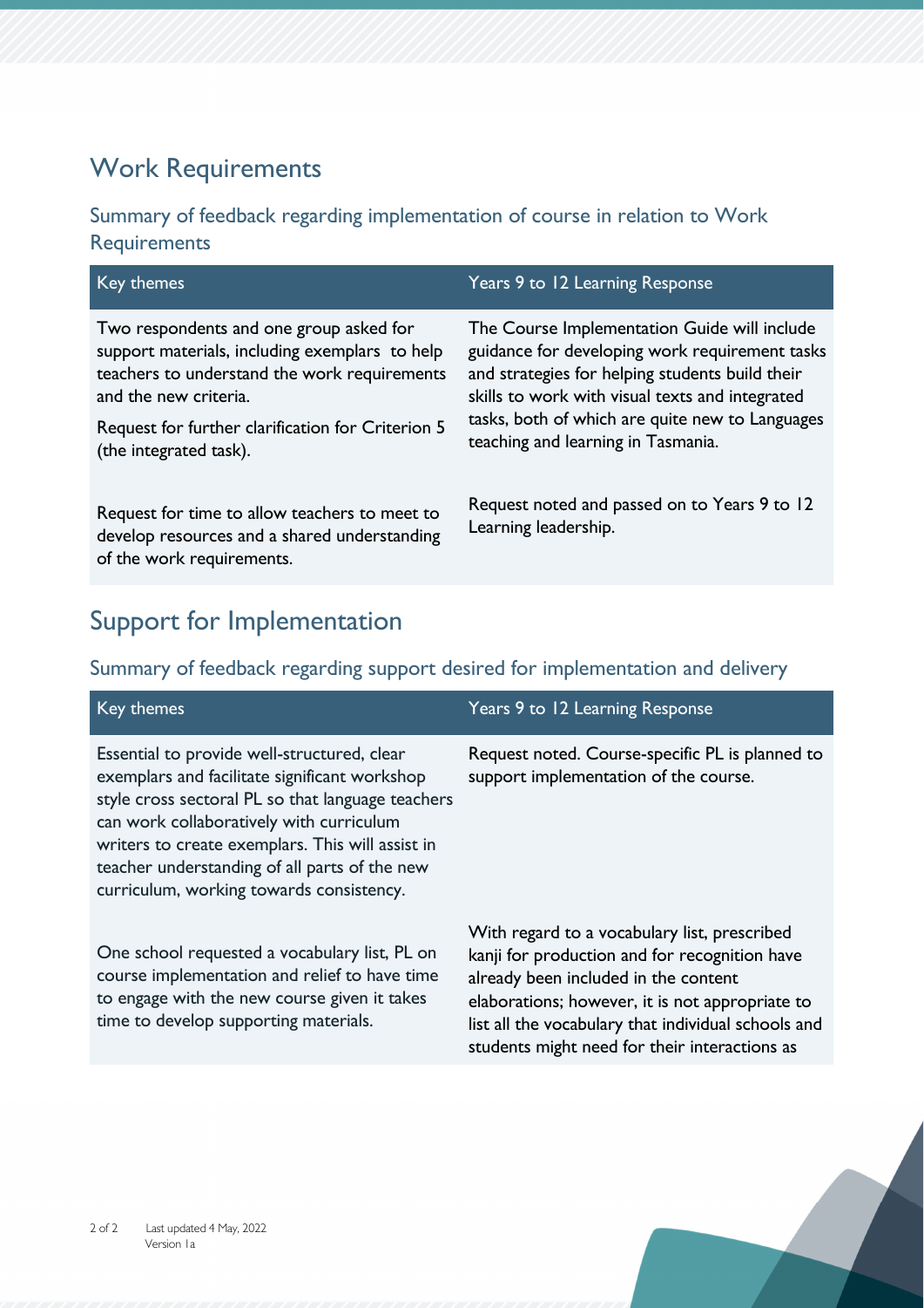## Work Requirements

### Summary of feedback regarding implementation of course in relation to Work Requirements

| Key themes | Years 9 to 12 Learning Response |
| --- | --- |
| Two respondents and one group asked for support materials, including exemplars to help teachers to understand the work requirements and the new criteria. Request for further clarification for Criterion 5 (the integrated task). | The Course Implementation Guide will include guidance for developing work requirement tasks and strategies for helping students build their skills to work with visual texts and integrated tasks, both of which are quite new to Languages teaching and learning in Tasmania. |
| Request for time to allow teachers to meet to develop resources and a shared understanding of the work requirements. | Request noted and passed on to Years 9 to 12 Learning leadership. |

## Support for Implementation

### Summary of feedback regarding support desired for implementation and delivery

| Key themes | Years 9 to 12 Learning Response |
| --- | --- |
| Essential to provide well-structured, clear exemplars and facilitate significant workshop style cross sectoral PL so that language teachers can work collaboratively with curriculum writers to create exemplars. This will assist in teacher understanding of all parts of the new curriculum, working towards consistency. | Request noted. Course-specific PL is planned to support implementation of the course. |
| One school requested a vocabulary list, PL on course implementation and relief to have time to engage with the new course given it takes time to develop supporting materials. | With regard to a vocabulary list, prescribed kanji for production and for recognition have already been included in the content elaborations; however, it is not appropriate to list all the vocabulary that individual schools and students might need for their interactions as |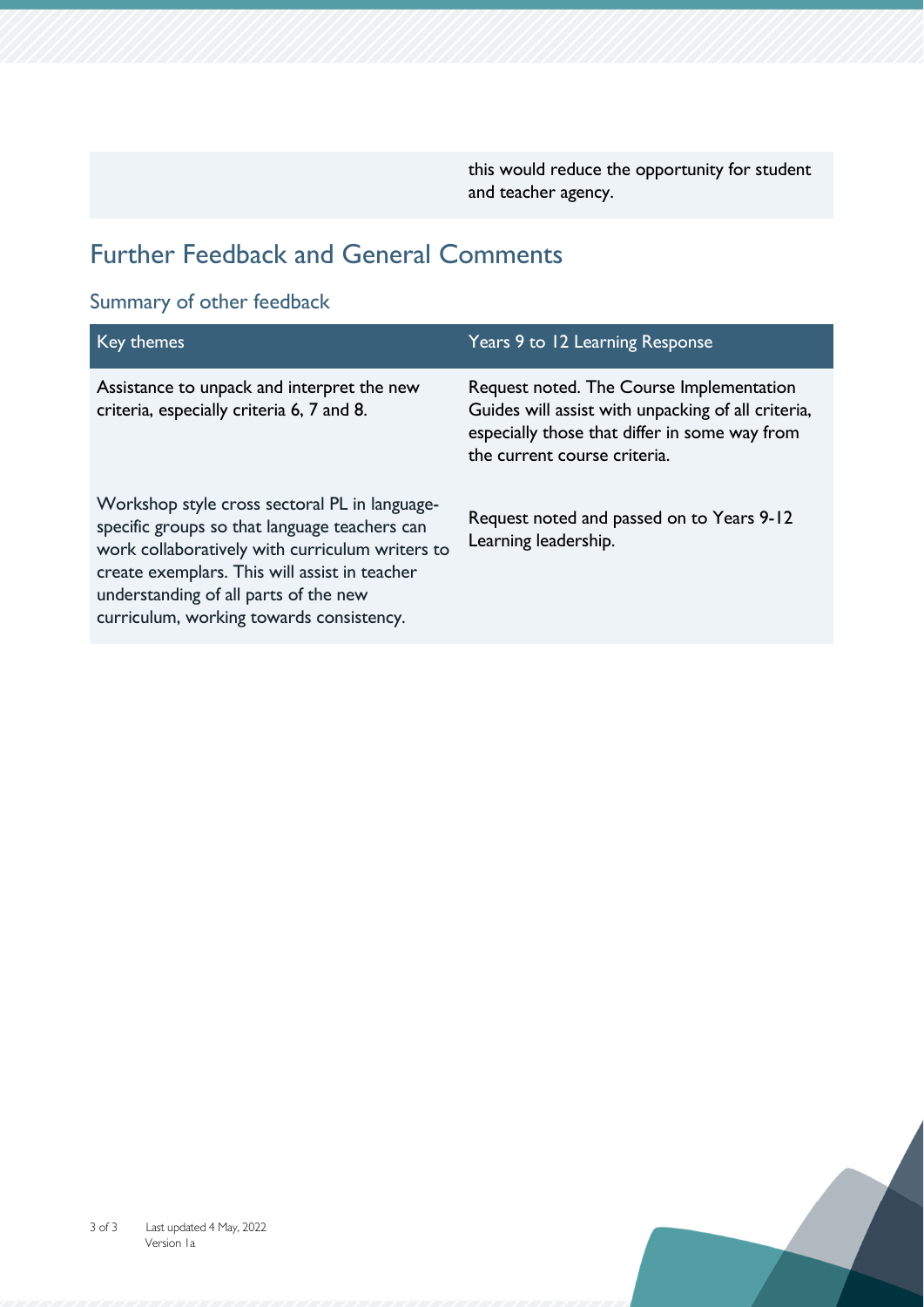| | |
|---|---|
| | this would reduce the opportunity for student and teacher agency. |

## Further Feedback and General Comments

### Summary of other feedback

| Key themes | Years 9 to 12 Learning Response |
|---|---|
| Assistance to unpack and interpret the new criteria, especially criteria 6, 7 and 8. | Request noted. The Course Implementation Guides will assist with unpacking of all criteria, especially those that differ in some way from the current course criteria. |
| Workshop style cross sectoral PL in language-specific groups so that language teachers can work collaboratively with curriculum writers to create exemplars. This will assist in teacher understanding of all parts of the new curriculum, working towards consistency. | Request noted and passed on to Years 9-12 Learning leadership. |

Last updated 4 May, 2022
Version 1a